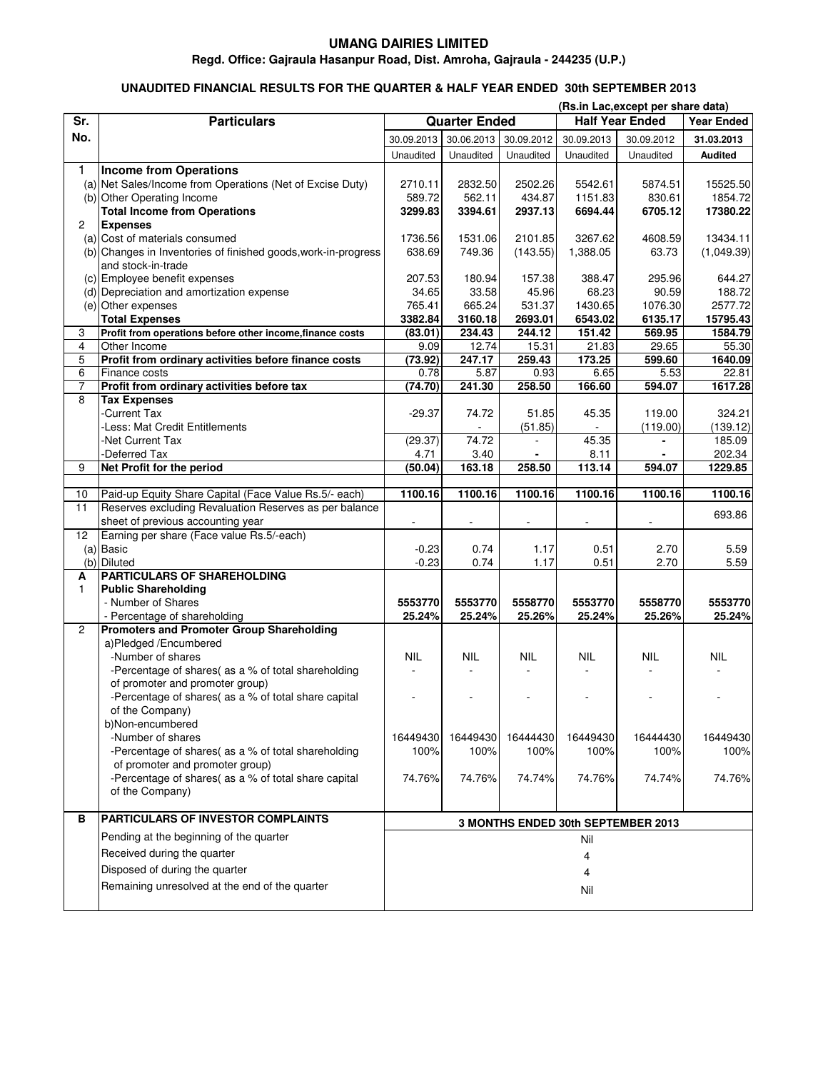# UMANG DAIRIES LIMITED

**Regd. Office: Gajraula Hasanpur Road, Dist. Amroha, Gajraula - 244235 (U.P.)**

**UNAUDITED FINANCIAL RESULTS FOR THE QUARTER & HALF YEAR ENDED 30th SEPTEMBER 2013**

**(Rs.in Lac,except per share data)**

| Sr. No. | Particulars | Quarter Ended | | | Half Year Ended | | Year Ended |
|---|---|---|---|---|---|---|---|
| | | 30.09.2013 | 30.06.2013 | 30.09.2012 | 30.09.2013 | 30.09.2012 | 31.03.2013 |
| | | Unaudited | Unaudited | Unaudited | Unaudited | Unaudited | Audited |
| 1 | **Income from Operations** | | | | | | |
| (a) | Net Sales/Income from Operations (Net of Excise Duty) | 2710.11 | 2832.50 | 2502.26 | 5542.61 | 5874.51 | 15525.50 |
| (b) | Other Operating Income | 589.72 | 562.11 | 434.87 | 1151.83 | 830.61 | 1854.72 |
| | **Total Income from Operations** | **3299.83** | **3394.61** | **2937.13** | **6694.44** | **6705.12** | **17380.22** |
| 2 | **Expenses** | | | | | | |
| (a) | Cost of materials consumed | 1736.56 | 1531.06 | 2101.85 | 3267.62 | 4608.59 | 13434.11 |
| (b) | Changes in Inventories of finished goods,work-in-progress and stock-in-trade | 638.69 | 749.36 | (143.55) | 1,388.05 | 63.73 | (1,049.39) |
| (c) | Employee benefit expenses | 207.53 | 180.94 | 157.38 | 388.47 | 295.96 | 644.27 |
| (d) | Depreciation and amortization expense | 34.65 | 33.58 | 45.96 | 68.23 | 90.59 | 188.72 |
| (e) | Other expenses | 765.41 | 665.24 | 531.37 | 1430.65 | 1076.30 | 2577.72 |
| | **Total Expenses** | **3382.84** | **3160.18** | **2693.01** | **6543.02** | **6135.17** | **15795.43** |
| 3 | **Profit from operations before other income,finance costs** | **(83.01)** | **234.43** | **244.12** | **151.42** | **569.95** | **1584.79** |
| 4 | Other Income | 9.09 | 12.74 | 15.31 | 21.83 | 29.65 | 55.30 |
| 5 | **Profit from ordinary activities before finance costs** | **(73.92)** | **247.17** | **259.43** | **173.25** | **599.60** | **1640.09** |
| 6 | Finance costs | 0.78 | 5.87 | 0.93 | 6.65 | 5.53 | 22.81 |
| 7 | **Profit from ordinary activities before tax** | **(74.70)** | **241.30** | **258.50** | **166.60** | **594.07** | **1617.28** |
| 8 | **Tax Expenses** | | | | | | |
| | -Current Tax | -29.37 | 74.72 | 51.85 | 45.35 | 119.00 | 324.21 |
| | -Less: Mat Credit Entitlements | | - | (51.85) | - | (119.00) | (139.12) |
| | -Net Current Tax | (29.37) | 74.72 | - | 45.35 | - | 185.09 |
| | -Deferred Tax | 4.71 | 3.40 | - | 8.11 | - | 202.34 |
| 9 | **Net Profit for the period** | **(50.04)** | **163.18** | **258.50** | **113.14** | **594.07** | **1229.85** |
| 10 | Paid-up Equity Share Capital (Face Value Rs.5/- each) | **1100.16** | **1100.16** | **1100.16** | **1100.16** | **1100.16** | **1100.16** |
| 11 | Reserves excluding Revaluation Reserves as per balance sheet of previous accounting year | - | - | - | - | - | 693.86 |
| 12 | Earning per share (Face value Rs.5/-each) | | | | | | |
| (a) | Basic | -0.23 | 0.74 | 1.17 | 0.51 | 2.70 | 5.59 |
| (b) | Diluted | -0.23 | 0.74 | 1.17 | 0.51 | 2.70 | 5.59 |
| **A** | **PARTICULARS OF SHAREHOLDING** | | | | | | |
| 1 | **Public Shareholding** | | | | | | |
| | - Number of Shares | **5553770** | **5553770** | **5558770** | **5553770** | **5558770** | **5553770** |
| | - Percentage of shareholding | **25.24%** | **25.24%** | **25.26%** | **25.24%** | **25.26%** | **25.24%** |
| 2 | **Promoters and Promoter Group Shareholding** | | | | | | |
| | a)Pledged /Encumbered | | | | | | |
| | -Number of shares | NIL | NIL | NIL | NIL | NIL | NIL |
| | -Percentage of shares( as a % of total shareholding of promoter and promoter group) | - | - | - | - | - | - |
| | -Percentage of shares( as a % of total share capital of the Company) | - | - | - | - | - | - |
| | b)Non-encumbered | | | | | | |
| | -Number of shares | 16449430 | 16449430 | 16444430 | 16449430 | 16444430 | 16449430 |
| | -Percentage of shares( as a % of total shareholding of promoter and promoter group) | 100% | 100% | 100% | 100% | 100% | 100% |
| | -Percentage of shares( as a % of total share capital of the Company) | 74.76% | 74.76% | 74.74% | 74.76% | 74.74% | 74.76% |

| B | PARTICULARS OF INVESTOR COMPLAINTS | 3 MONTHS ENDED 30th SEPTEMBER 2013 |
|---|---|---|
| | Pending at the beginning of the quarter | Nil |
| | Received during the quarter | 4 |
| | Disposed of during the quarter | 4 |
| | Remaining unresolved at the end of the quarter | Nil |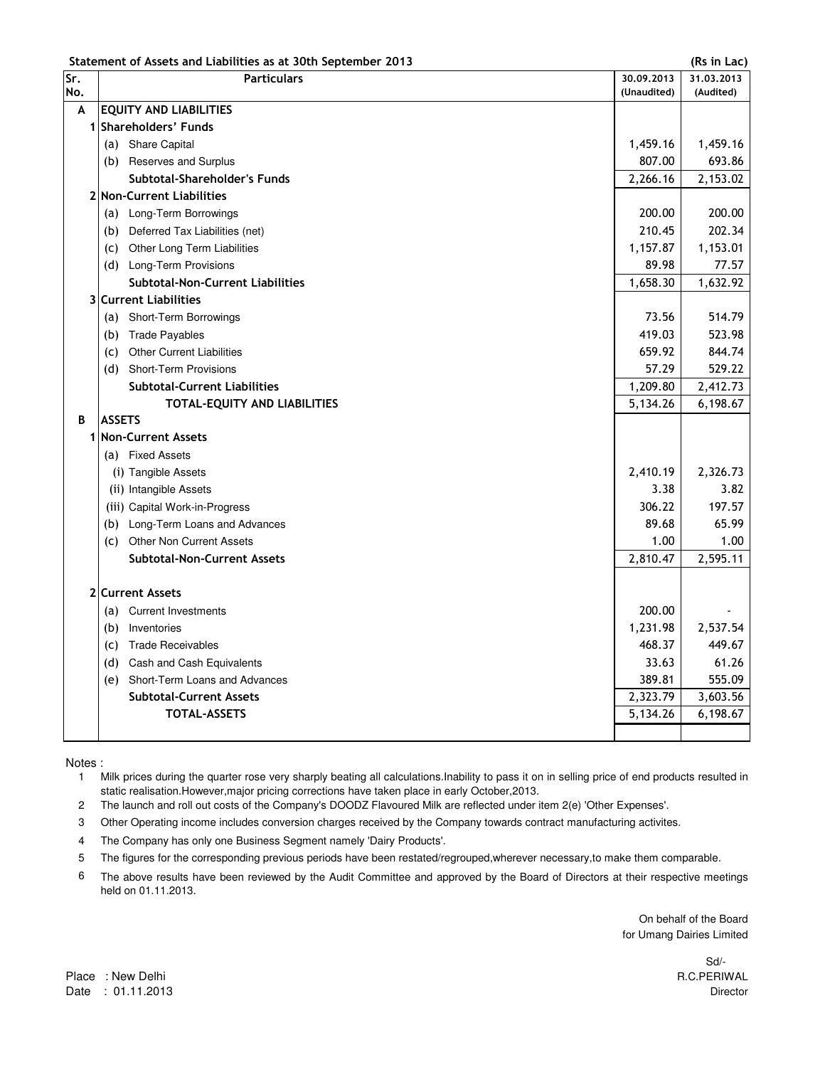**Statement of Assets and Liabilities as at 30th September 2013** **(Rs in Lac)**

| Sr. No. | | Particulars | 30.09.2013 (Unaudited) | 31.03.2013 (Audited) |
|---|---|---|---|---|
| **A** | | **EQUITY AND LIABILITIES** | | |
| | **1** | **Shareholders' Funds** | | |
| | | (a) Share Capital | 1,459.16 | 1,459.16 |
| | | (b) Reserves and Surplus | 807.00 | 693.86 |
| | | **Subtotal-Shareholder's Funds** | 2,266.16 | 2,153.02 |
| | **2** | **Non-Current Liabilities** | | |
| | | (a) Long-Term Borrowings | 200.00 | 200.00 |
| | | (b) Deferred Tax Liabilities (net) | 210.45 | 202.34 |
| | | (c) Other Long Term Liabilities | 1,157.87 | 1,153.01 |
| | | (d) Long-Term Provisions | 89.98 | 77.57 |
| | | **Subtotal-Non-Current Liabilities** | 1,658.30 | 1,632.92 |
| | **3** | **Current Liabilities** | | |
| | | (a) Short-Term Borrowings | 73.56 | 514.79 |
| | | (b) Trade Payables | 419.03 | 523.98 |
| | | (c) Other Current Liabilities | 659.92 | 844.74 |
| | | (d) Short-Term Provisions | 57.29 | 529.22 |
| | | **Subtotal-Current Liabilities** | 1,209.80 | 2,412.73 |
| | | **TOTAL-EQUITY AND LIABILITIES** | 5,134.26 | 6,198.67 |
| **B** | | **ASSETS** | | |
| | **1** | **Non-Current Assets** | | |
| | | (a) Fixed Assets | | |
| | | (i) Tangible Assets | 2,410.19 | 2,326.73 |
| | | (ii) Intangible Assets | 3.38 | 3.82 |
| | | (iii) Capital Work-in-Progress | 306.22 | 197.57 |
| | | (b) Long-Term Loans and Advances | 89.68 | 65.99 |
| | | (c) Other Non Current Assets | 1.00 | 1.00 |
| | | **Subtotal-Non-Current Assets** | 2,810.47 | 2,595.11 |
| | **2** | **Current Assets** | | |
| | | (a) Current Investments | 200.00 | - |
| | | (b) Inventories | 1,231.98 | 2,537.54 |
| | | (c) Trade Receivables | 468.37 | 449.67 |
| | | (d) Cash and Cash Equivalents | 33.63 | 61.26 |
| | | (e) Short-Term Loans and Advances | 389.81 | 555.09 |
| | | **Subtotal-Current Assets** | 2,323.79 | 3,603.56 |
| | | **TOTAL-ASSETS** | 5,134.26 | 6,198.67 |

Notes :

1. Milk prices during the quarter rose very sharply beating all calculations.Inability to pass it on in selling price of end products resulted in static realisation.However,major pricing corrections have taken place in early October,2013.
2. The launch and roll out costs of the Company's DOODZ Flavoured Milk are reflected under item 2(e) 'Other Expenses'.
3. Other Operating income includes conversion charges received by the Company towards contract manufacturing activites.
4. The Company has only one Business Segment namely 'Dairy Products'.
5. The figures for the corresponding previous periods have been restated/regrouped,wherever necessary,to make them comparable.
6. The above results have been reviewed by the Audit Committee and approved by the Board of Directors at their respective meetings held on 01.11.2013.

On behalf of the Board
for Umang Dairies Limited

Sd/-
R.C.PERIWAL
Director

Place : New Delhi
Date : 01.11.2013